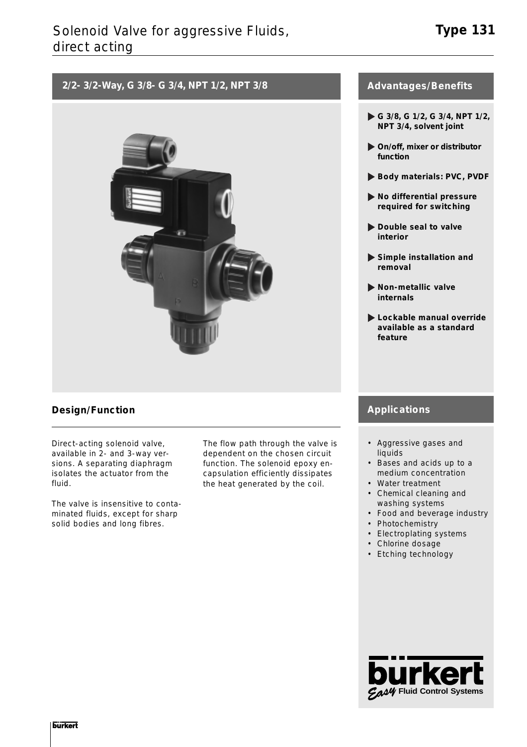# Solenoid Valve for aggressive Fluids, direct acting

**Type 131**

## 2/2- 3/2-Way, G 3/8- G 3/4, NPT 1/2, NPT 3/8

## Advantages/Benefits

- **G 3/8, G 1/2, G 3/4, NPT 1/2, NPT 3/4, solvent joint**
- **On/off, mixer or distributor function**
- **Body materials: PVC, PVDF**
- **No differential pressure required for switching**
- **Double seal to valve interior**
- **Simple installation and removal**
- **Non-metallic valve internals**
- **Lockable manual override available as a standard feature**

## Design/Function

Direct-acting solenoid valve, available in 2- and 3-way versions. A separating diaphragm isolates the actuator from the fluid.

The valve is insensitive to contaminated fluids, except for sharp solid bodies and long fibres.

The flow path through the valve is dependent on the chosen circuit function. The solenoid epoxy encapsulation efficiently dissipates the heat generated by the coil.

## Applications

- Aggressive gases and liquids
- Bases and acids up to a medium concentration
- Water treatment
- Chemical cleaning and washing systems
- Food and beverage industry
- Photochemistry
- Electroplating systems
- Chlorine dosage
- Etching technology

bürkert
*Easy* Fluid Control Systems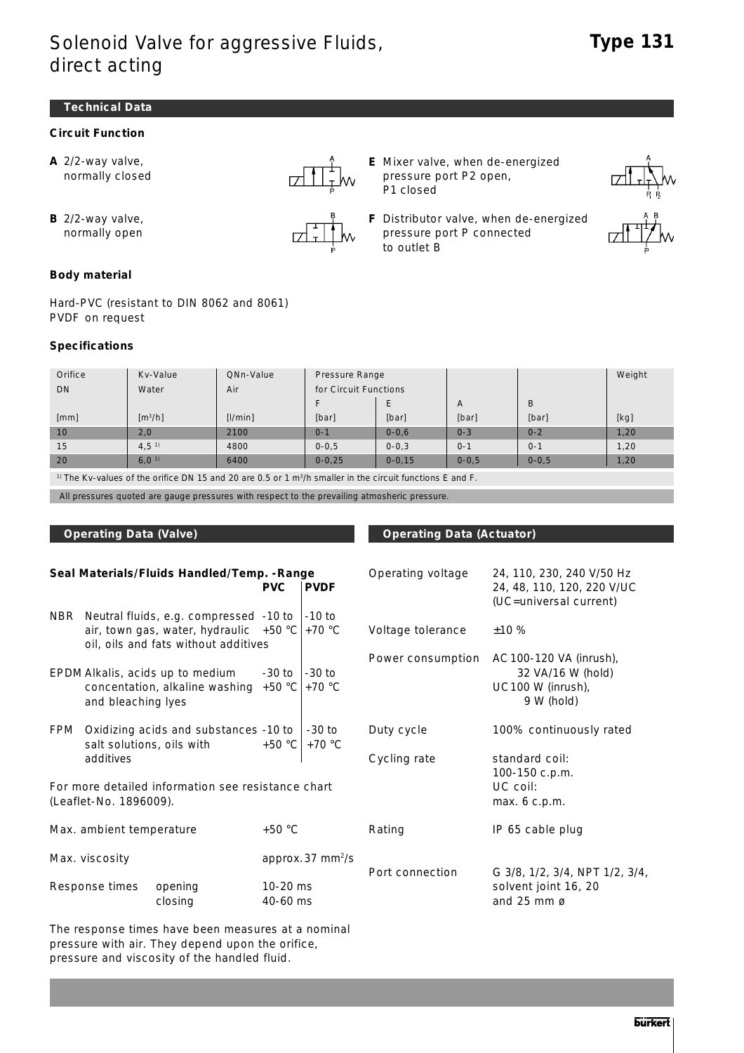# Solenoid Valve for aggressive Fluids, direct acting

**Type 131**

## Technical Data

### Circuit Function

**A** 2/2-way valve, normally closed

**B** 2/2-way valve, normally open

**E** Mixer valve, when de-energized pressure port P2 open, P1 closed

**F** Distributor valve, when de-energized pressure port P connected to outlet B

### Body material

Hard-PVC (resistant to DIN 8062 and 8061)
PVDF on request

### Specifications

| Orifice DN | Kv-Value Water | QNn-Value Air | Pressure Range for Circuit Functions | | | | Weight |
|---|---|---|---|---|---|---|---|
| | | | F | E | A | B | |
| [mm] | [m³/h] | [l/min] | [bar] | [bar] | [bar] | [bar] | [kg] |
| 10 | 2,0 | 2100 | 0-1 | 0-0,6 | 0-3 | 0-2 | 1,20 |
| 15 | 4,5 [1)] | 4800 | 0-0,5 | 0-0,3 | 0-1 | 0-1 | 1,20 |
| 20 | 6,0 [1)] | 6400 | 0-0,25 | 0-0,15 | 0-0,5 | 0-0,5 | 1,20 |

[1)] The Kv-values of the orifice DN 15 and 20 are 0.5 or 1 m³/h smaller in the circuit functions E and F.

All pressures quoted are gauge pressures with respect to the prevailing atmosheric pressure.

## Operating Data (Valve)

### Seal Materials/Fluids Handled/Temp. -Range

| | | PVC | PVDF |
|---|---|---|---|
| NBR | Neutral fluids, e.g. compressed air, town gas, water, hydraulic oil, oils and fats without additives | -10 to +50 °C | -10 to +70 °C |
| EPDM | Alkalis, acids up to medium concentation, alkaline washing and bleaching lyes | -30 to +50 °C | -30 to +70 °C |
| FPM | Oxidizing acids and substances salt solutions, oils with additives | -10 to +50 °C | -30 to +70 °C |

For more detailed information see resistance chart (Leaflet-No. 1896009).

| | | |
|---|---|---|
| Max. ambient temperature | | +50 °C |
| Max. viscosity | | approx. 37 mm²/s |
| Response times | opening | 10-20 ms |
| | closing | 40-60 ms |

The response times have been measures at a nominal pressure with air. They depend upon the orifice, pressure and viscosity of the handled fluid.

## Operating Data (Actuator)

| | |
|---|---|
| Operating voltage | 24, 110, 230, 240 V/50 Hz<br>24, 48, 110, 120, 220 V/UC (UC=universal current) |
| Voltage tolerance | ±10 % |
| Power consumption | AC 100-120 VA (inrush), 32 VA/16 W (hold)<br>UC 100 W (inrush), 9 W (hold) |
| Duty cycle | 100% continuously rated |
| Cycling rate | standard coil: 100-150 c.p.m.<br>UC coil: max. 6 c.p.m. |
| Rating | IP 65 cable plug |
| Port connection | G 3/8, 1/2, 3/4, NPT 1/2, 3/4, solvent joint 16, 20 and 25 mm ø |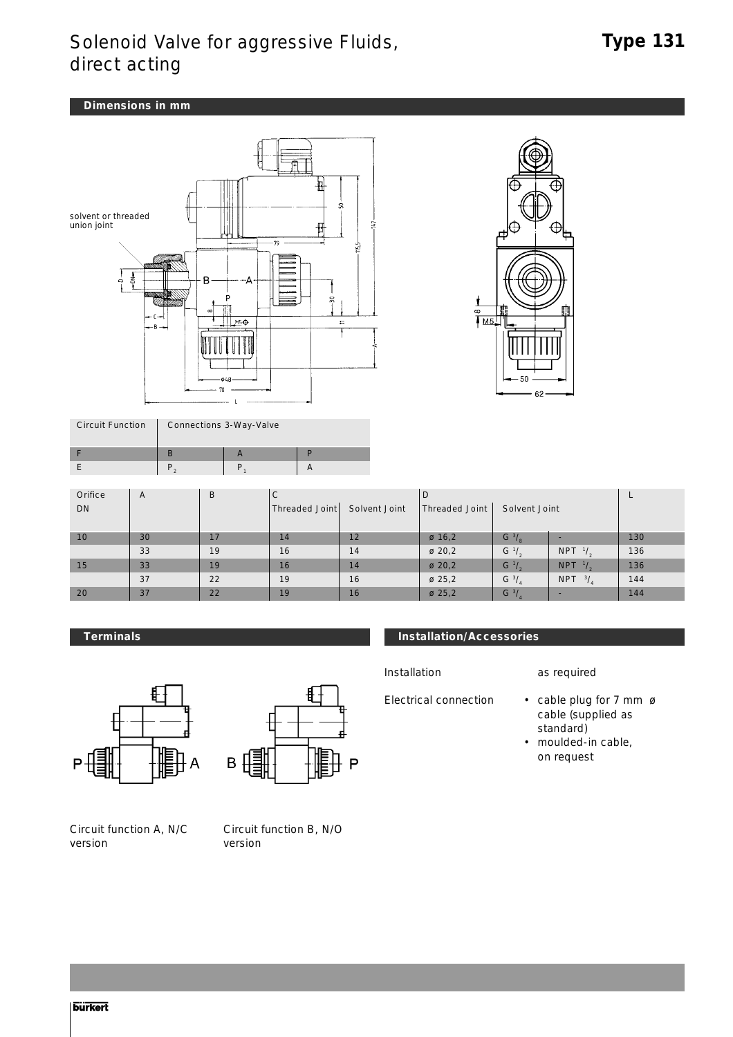# Solenoid Valve for aggressive Fluids, direct acting

**Type 131**

## Dimensions in mm

solvent or threaded union joint

| Circuit Function | Connections 3-Way-Valve | | |
|---|---|---|---|
| F | B | A | P |
| E | $P_2$ | $P_1$ | A |

| Orifice DN | A | B | C | | D | | | L |
|---|---|---|---|---|---|---|---|---|
| | | | Threaded Joint | Solvent Joint | Threaded Joint | Solvent Joint | | |
| 10 | 30 | 17 | 14 | 12 | ø 16,2 | G 3/8 | - | 130 |
| | 33 | 19 | 16 | 14 | ø 20,2 | G 1/2 | NPT 1/2 | 136 |
| 15 | 33 | 19 | 16 | 14 | ø 20,2 | G 1/2 | NPT 1/2 | 136 |
| | 37 | 22 | 19 | 16 | ø 25,2 | G 3/4 | NPT 3/4 | 144 |
| 20 | 37 | 22 | 19 | 16 | ø 25,2 | G 3/4 | - | 144 |

## Terminals

Circuit function A, N/C version

Circuit function B, N/O version

## Installation/Accessories

| | |
|---|---|
| Installation | as required |
| Electrical connection | • cable plug for 7 mm ø cable (supplied as standard)<br>• moulded-in cable, on request |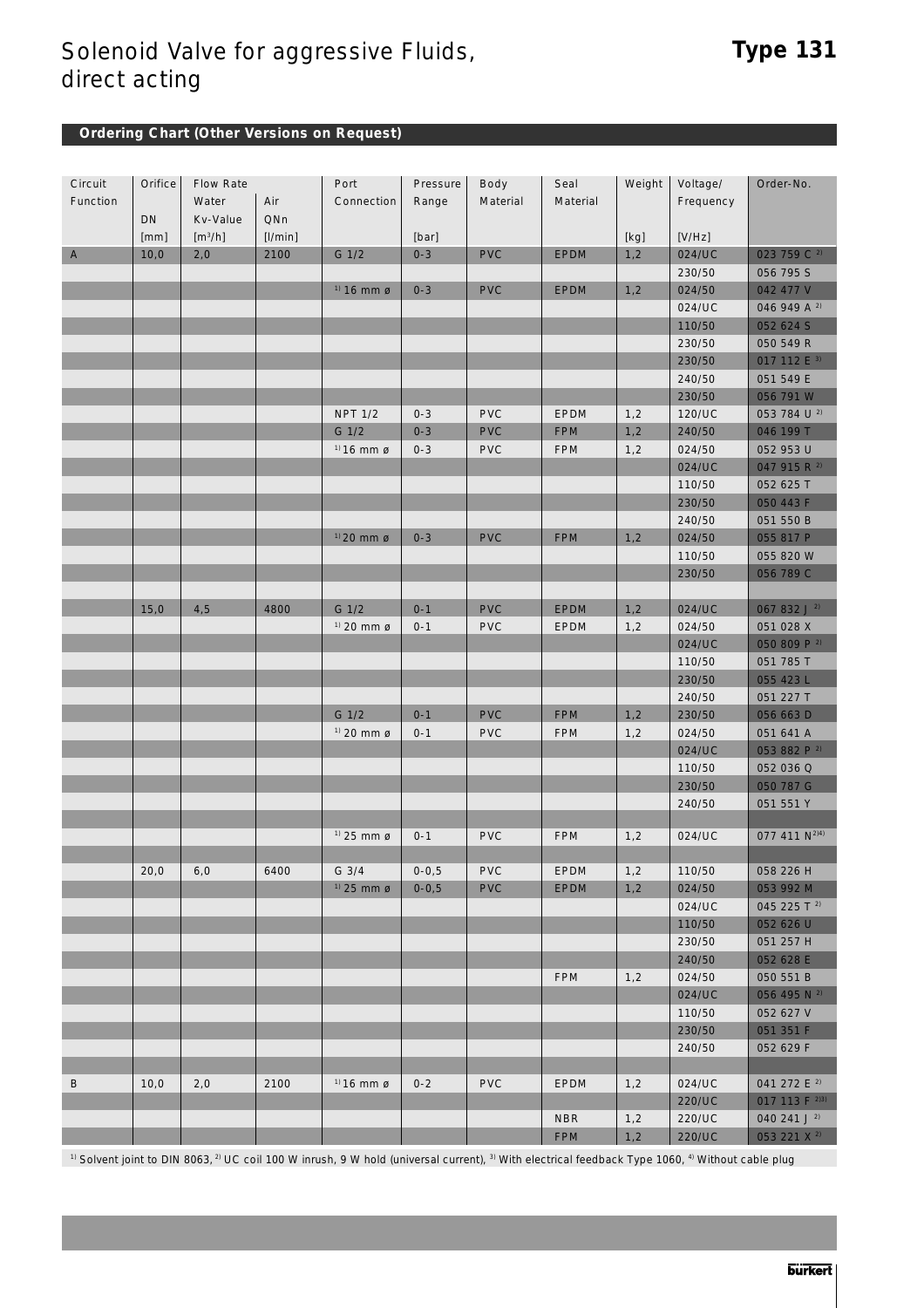# Solenoid Valve for aggressive Fluids, direct acting

**Type 131**

## Ordering Chart (Other Versions on Request)

| Circuit Function | Orifice DN [mm] | Flow Rate Water Kv-Value [m³/h] | Flow Rate Air QNn [l/min] | Port Connection | Pressure Range [bar] | Body Material | Seal Material | Weight [kg] | Voltage/ Frequency [V/Hz] | Order-No. |
|---|---|---|---|---|---|---|---|---|---|---|
| A | 10,0 | 2,0 | 2100 | G 1/2 | 0-3 | PVC | EPDM | 1,2 | 024/UC | 023 759 C [2] |
| | | | | | | | | | 230/50 | 056 795 S |
| | | | | [1] 16 mm ø | 0-3 | PVC | EPDM | 1,2 | 024/50 | 042 477 V |
| | | | | | | | | | 024/UC | 046 949 A [2] |
| | | | | | | | | | 110/50 | 052 624 S |
| | | | | | | | | | 230/50 | 050 549 R |
| | | | | | | | | | 230/50 | 017 112 E [3] |
| | | | | | | | | | 240/50 | 051 549 E |
| | | | | | | | | | 230/50 | 056 791 W |
| | | | | NPT 1/2 | 0-3 | PVC | EPDM | 1,2 | 120/UC | 053 784 U [2] |
| | | | | G 1/2 | 0-3 | PVC | FPM | 1,2 | 240/50 | 046 199 T |
| | | | | [1] 16 mm ø | 0-3 | PVC | FPM | 1,2 | 024/50 | 052 953 U |
| | | | | | | | | | 024/UC | 047 915 R [2] |
| | | | | | | | | | 110/50 | 052 625 T |
| | | | | | | | | | 230/50 | 050 443 F |
| | | | | | | | | | 240/50 | 051 550 B |
| | | | | [1] 20 mm ø | 0-3 | PVC | FPM | 1,2 | 024/50 | 055 817 P |
| | | | | | | | | | 110/50 | 055 820 W |
| | | | | | | | | | 230/50 | 056 789 C |
| | 15,0 | 4,5 | 4800 | G 1/2 | 0-1 | PVC | EPDM | 1,2 | 024/UC | 067 832 J [2] |
| | | | | [1] 20 mm ø | 0-1 | PVC | EPDM | 1,2 | 024/50 | 051 028 X |
| | | | | | | | | | 024/UC | 050 809 P [2] |
| | | | | | | | | | 110/50 | 051 785 T |
| | | | | | | | | | 230/50 | 055 423 L |
| | | | | | | | | | 240/50 | 051 227 T |
| | | | | G 1/2 | 0-1 | PVC | FPM | 1,2 | 230/50 | 056 663 D |
| | | | | [1] 20 mm ø | 0-1 | PVC | FPM | 1,2 | 024/50 | 051 641 A |
| | | | | | | | | | 024/UC | 053 882 P [2] |
| | | | | | | | | | 110/50 | 052 036 Q |
| | | | | | | | | | 230/50 | 050 787 G |
| | | | | | | | | | 240/50 | 051 551 Y |
| | | | | [1] 25 mm ø | 0-1 | PVC | FPM | 1,2 | 024/UC | 077 411 N [2][4] |
| | 20,0 | 6,0 | 6400 | G 3/4 | 0-0,5 | PVC | EPDM | 1,2 | 110/50 | 058 226 H |
| | | | | [1] 25 mm ø | 0-0,5 | PVC | EPDM | 1,2 | 024/50 | 053 992 M |
| | | | | | | | | | 024/UC | 045 225 T [2] |
| | | | | | | | | | 110/50 | 052 626 U |
| | | | | | | | | | 230/50 | 051 257 H |
| | | | | | | | | | 240/50 | 052 628 E |
| | | | | | | | FPM | 1,2 | 024/50 | 050 551 B |
| | | | | | | | | | 024/UC | 056 495 N [2] |
| | | | | | | | | | 110/50 | 052 627 V |
| | | | | | | | | | 230/50 | 051 351 F |
| | | | | | | | | | 240/50 | 052 629 F |
| B | 10,0 | 2,0 | 2100 | [1] 16 mm ø | 0-2 | PVC | EPDM | 1,2 | 024/UC | 041 272 E [2] |
| | | | | | | | | | 220/UC | 017 113 F [2][3] |
| | | | | | | | NBR | 1,2 | 220/UC | 040 241 J [2] |
| | | | | | | | FPM | 1,2 | 220/UC | 053 221 X [2] |

[1] Solvent joint to DIN 8063, [2] UC coil 100 W inrush, 9 W hold (universal current), [3] With electrical feedback Type 1060, [4] Without cable plug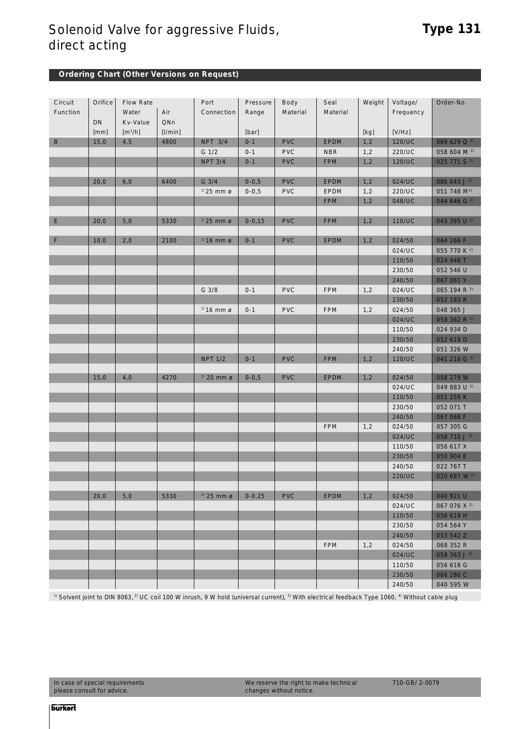# Solenoid Valve for aggressive Fluids, direct acting

**Type 131**

## Ordering Chart (Other Versions on Request)

| Circuit Function | Orifice DN [mm] | Flow Rate Water Kv-Value [m³/h] | Flow Rate Air QNn [l/min] | Port Connection | Pressure Range [bar] | Body Material | Seal Material | Weight [kg] | Voltage/ Frequency [V/Hz] | Order-No. |
|---|---|---|---|---|---|---|---|---|---|---|
| B | 15,0 | 4,5 | 4800 | NPT 3/4 | 0-1 | PVC | EPDM | 1,2 | 120/UC | 069 629 Q [2] |
| | | | | G 1/2 | 0-1 | PVC | NBR | 1,2 | 220/UC | 058 604 M [2] |
| | | | | NPT 3/4 | 0-1 | PVC | FPM | 1,2 | 120/UC | 025 771 S [2] |
| | | | | | | | | | | |
| | 20,0 | 6,0 | 6400 | G 3/4 | 0-0,5 | PVC | EPDM | 1,2 | 024/UC | 086 043 J [2] |
| | | | | [1] 25 mm ø | 0-0,5 | PVC | EPDM | 1,2 | 220/UC | 051 748 M [2] |
| | | | | | | | FPM | 1,2 | 048/UC | 044 646 G [2] |
| | | | | | | | | | | |
| E | 20,0 | 5,0 | 5330 | [1] 25 mm ø | 0-0,15 | PVC | FPM | 1,2 | 110/UC | 043 395 U [2] |
| | | | | | | | | | | |
| F | 10,0 | 2,0 | 2100 | [1] 16 mm ø | 0-1 | PVC | EPDM | 1,2 | 024/50 | 064 266 F |
| | | | | | | | | | 024/UC | 055 770 K [2] |
| | | | | | | | | | 110/50 | 024 948 T |
| | | | | | | | | | 230/50 | 052 546 U |
| | | | | | | | | | 240/50 | 067 061 Y |
| | | | | G 3/8 | 0-1 | PVC | FPM | 1,2 | 024/UC | 065 194 R [2] |
| | | | | | | | | | 230/50 | 052 183 R |
| | | | | [1] 16 mm ø | 0-1 | PVC | FPM | 1,2 | 024/50 | 048 365 J |
| | | | | | | | | | 024/UC | 058 362 R [2] |
| | | | | | | | | | 110/50 | 024 934 D |
| | | | | | | | | | 230/50 | 052 619 D |
| | | | | | | | | | 240/50 | 051 326 W |
| | | | | NPT 1/2 | 0-1 | PVC | FPM | 1,2 | 120/UC | 041 218 G [2] |
| | | | | | | | | | | |
| | 15,0 | 4,0 | 4270 | [1] 20 mm ø | 0-0,5 | PVC | EPDM | 1,2 | 024/50 | 058 279 W |
| | | | | | | | | | 024/UC | 049 883 U [2] |
| | | | | | | | | | 110/50 | 051 259 K |
| | | | | | | | | | 230/50 | 052 071 T |
| | | | | | | | | | 240/50 | 067 068 F |
| | | | | | | | FPM | 1,2 | 024/50 | 057 305 G |
| | | | | | | | | | 024/UC | 058 710 J [2] |
| | | | | | | | | | 110/50 | 056 617 X |
| | | | | | | | | | 230/50 | 050 904 E |
| | | | | | | | | | 240/50 | 022 767 T |
| | | | | | | | | | 220/UC | 020 687 W [2] |
| | | | | | | | | | | |
| | 20,0 | 5,0 | 5330 | [1] 25 mm ø | 0-0,25 | PVC | EPDM | 1,2 | 024/50 | 040 921 U |
| | | | | | | | | | 024/UC | 067 076 X [2] |
| | | | | | | | | | 110/50 | 056 619 H |
| | | | | | | | | | 230/50 | 054 564 Y |
| | | | | | | | | | 240/50 | 053 542 Z |
| | | | | | | | FPM | 1,2 | 024/50 | 068 352 R |
| | | | | | | | | | 024/UC | 058 363 J [2] |
| | | | | | | | | | 110/50 | 056 618 G |
| | | | | | | | | | 230/50 | 066 280 C |
| | | | | | | | | | 240/50 | 040 595 W |

[1] Solvent joint to DIN 8063, [2] UC coil 100 W inrush, 9 W hold (universal current), [3] With electrical feedback Type 1060, [4] Without cable plug

In case of special requirements please consult for advice.

We reserve the right to make technical changes without notice.

710-GB/ 2-0079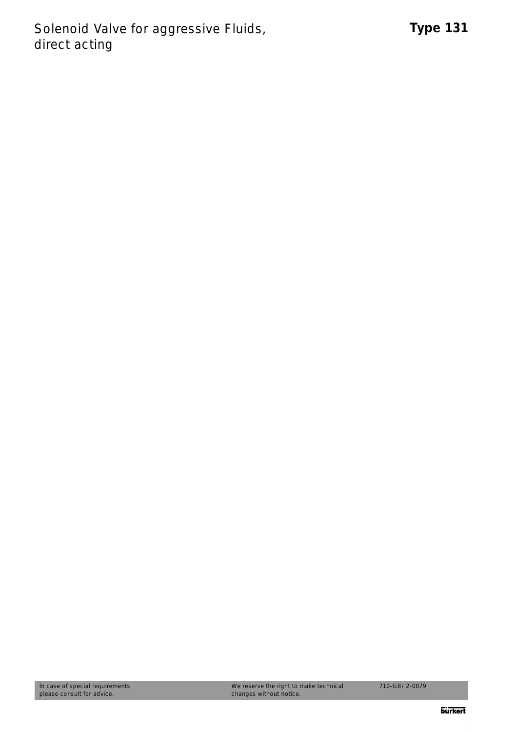Solenoid Valve for aggressive Fluids, direct acting

**Type 131**

In case of special requirements please consult for advice.

We reserve the right to make technical changes without notice.

710-GB/ 2-0079